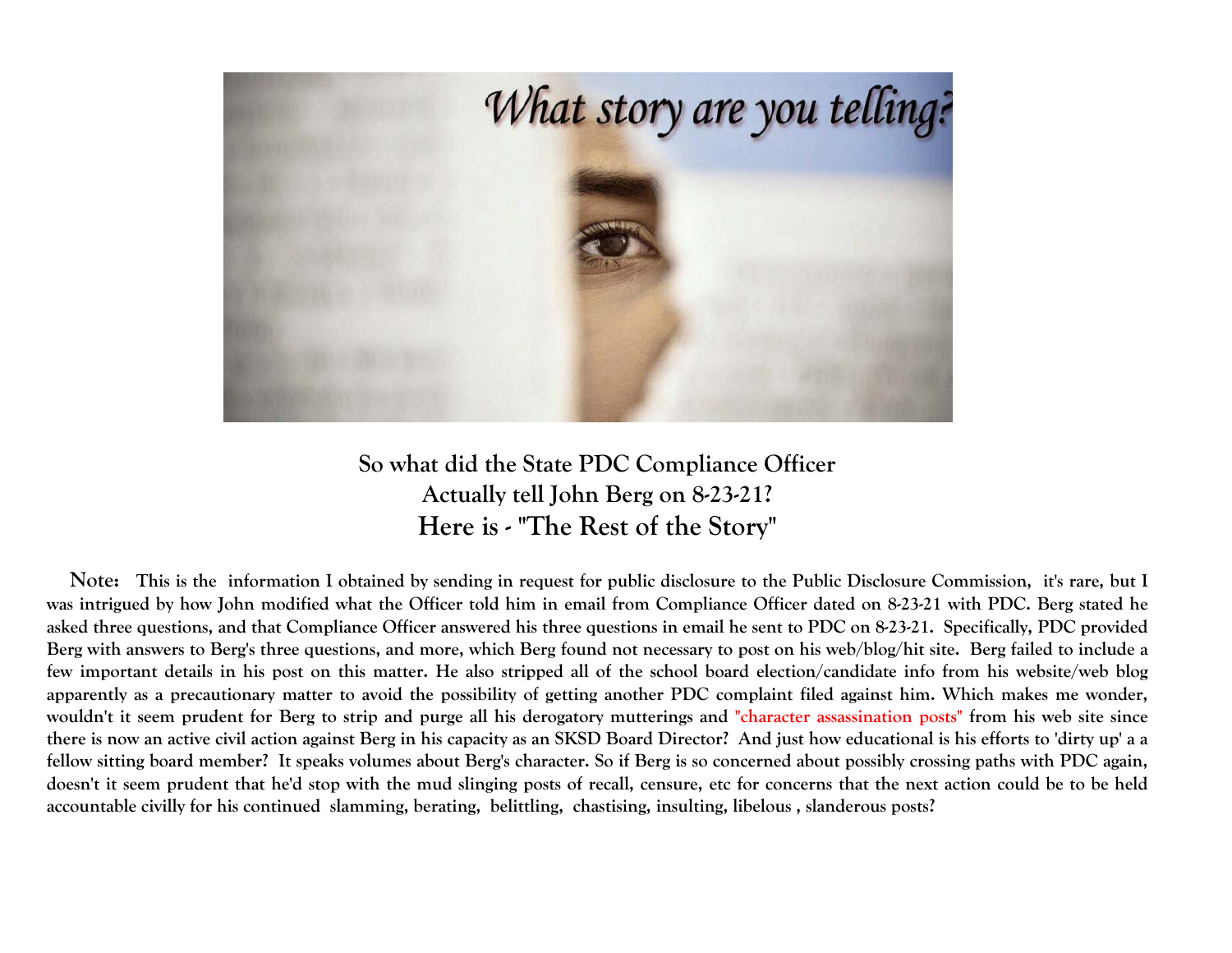## So what did the State PDC Compliance Officer Actually tell John Berg on 8-23-21?

## Here is - "The Rest of the Story"

**Note:** **This is the information I obtained by sending in request for public disclosure to the Public Disclosure Commission, it's rare, but I was intrigued by how John modified what the Officer told him in email from Compliance Officer dated on 8-23-21 with PDC. Berg stated he asked three questions, and that Compliance Officer answered his three questions in email he sent to PDC on 8-23-21. Specifically, PDC provided Berg with answers to Berg's three questions, and more, which Berg found not necessary to post on his web/blog/hit site. Berg failed to include a few important details in his post on this matter. He also stripped all of the school board election/candidate info from his website/web blog apparently as a precautionary matter to avoid the possibility of getting another PDC complaint filed against him. Which makes me wonder, wouldn't it seem prudent for Berg to strip and purge all his derogatory mutterings and "character assassination posts" from his web site since there is now an active civil action against Berg in his capacity as an SKSD Board Director? And just how educational is his efforts to 'dirty up' a a fellow sitting board member? It speaks volumes about Berg's character. So if Berg is so concerned about possibly crossing paths with PDC again, doesn't it seem prudent that he'd stop with the mud slinging posts of recall, censure, etc for concerns that the next action could be to be held accountable civilly for his continued slamming, berating, belittling, chastising, insulting, libelous , slanderous posts?**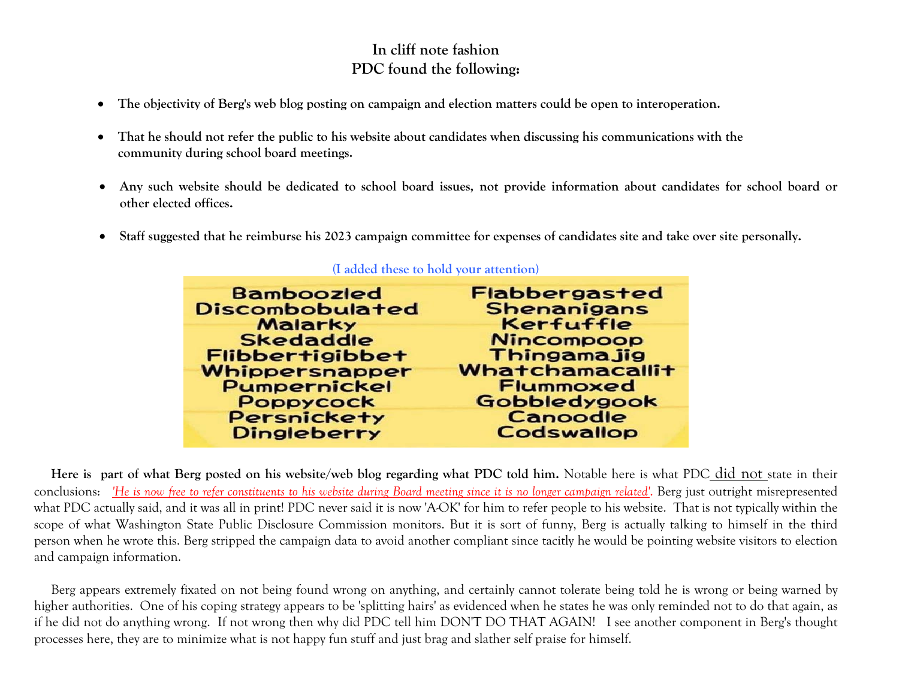## In cliff note fashion
## PDC found the following:

- **The objectivity of Berg's web blog posting on campaign and election matters could be open to interoperation.**
- **That he should not refer the public to his website about candidates when discussing his communications with the community during school board meetings.**
- **Any such website should be dedicated to school board issues, not provide information about candidates for school board or other elected offices.**
- **Staff suggested that he reimburse his 2023 campaign committee for expenses of candidates site and take over site personally.**

**(I added these to hold your attention)**

| | |
|---|---|
| Bamboozled | Flabbergasted |
| Discombobulated | Shenanigans |
| Malarky | Kerfuffle |
| Skedaddle | Nincompoop |
| Flibbertigibbet | Thingamajig |
| Whippersnapper | Whatchamacallit |
| Pumpernickel | Flummoxed |
| Poppycock | Gobbledygook |
| Persnickety | Canoodle |
| Dingleberry | Codswallop |

**Here is part of what Berg posted on his website/web blog regarding what PDC told him.** Notable here is what PDC did not state in their conclusions: *'He is now free to refer constituents to his website during Board meeting since it is no longer campaign related'*. Berg just outright misrepresented what PDC actually said, and it was all in print! PDC never said it is now 'A-OK' for him to refer people to his website. That is not typically within the scope of what Washington State Public Disclosure Commission monitors. But it is sort of funny, Berg is actually talking to himself in the third person when he wrote this. Berg stripped the campaign data to avoid another compliant since tacitly he would be pointing website visitors to election and campaign information.

Berg appears extremely fixated on not being found wrong on anything, and certainly cannot tolerate being told he is wrong or being warned by higher authorities. One of his coping strategy appears to be 'splitting hairs' as evidenced when he states he was only reminded not to do that again, as if he did not do anything wrong. If not wrong then why did PDC tell him DON'T DO THAT AGAIN! I see another component in Berg's thought processes here, they are to minimize what is not happy fun stuff and just brag and slather self praise for himself.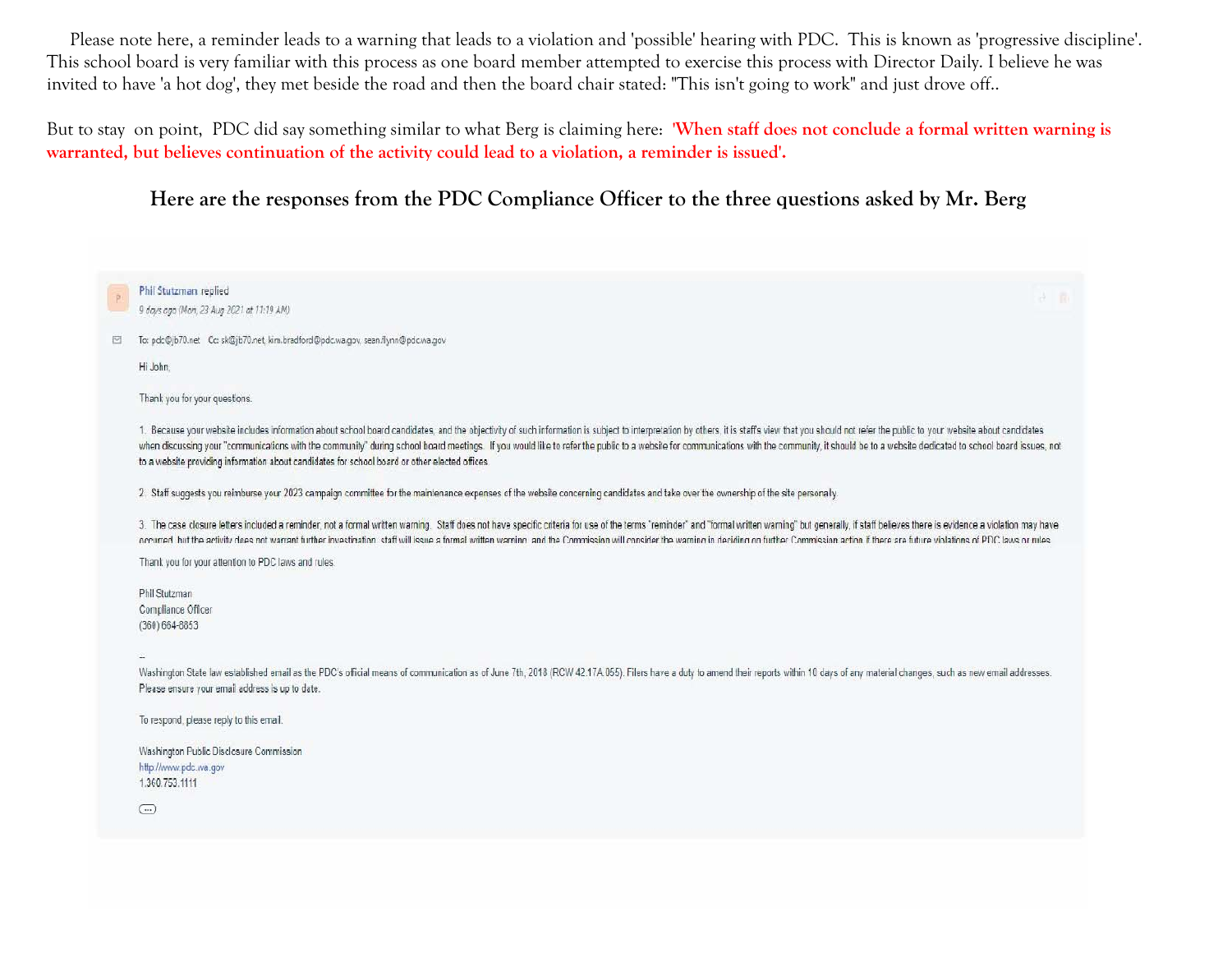Please note here, a reminder leads to a warning that leads to a violation and 'possible' hearing with PDC. This is known as 'progressive discipline'. This school board is very familiar with this process as one board member attempted to exercise this process with Director Daily. I believe he was invited to have 'a hot dog', they met beside the road and then the board chair stated: "This isn't going to work" and just drove off..

But to stay on point, PDC did say something similar to what Berg is claiming here: **'When staff does not conclude a formal written warning is warranted, but believes continuation of the activity could lead to a violation, a reminder is issued'.**

### Here are the responses from the PDC Compliance Officer to the three questions asked by Mr. Berg

Phil Stutzman replied
9 days ago (Mon, 23 Aug 2021 at 11:19 AM)

To: pdc@jb70.net Cc: sk@jb70.net, kim.bradford@pdc.wa.gov, sean.flynn@pdc.wa.gov

Hi John,

Thank you for your questions.

1. Because your website includes information about school board candidates, and the objectivity of such information is subject to interpretation by others, it is staff's view that you should not refer the public to your website about candidates when discussing your "communications with the community" during school board meetings. If you would like to refer the public to a website for communications with the community, it should be to a website dedicated to school board issues, not to a website providing information about candidates for school board or other elected offices.

2. Staff suggests you reimburse your 2023 campaign committee for the maintenance expenses of the website concerning candidates and take over the ownership of the site personally.

3. The case closure letters included a reminder, not a formal written warning. Staff does not have specific criteria for use of the terms "reminder" and "formal written warning" but generally, if staff believes there is evidence a violation may have occurred, but the activity does not warrant further investigation, staff will issue a formal written warning, and the Commission will consider the warning in deciding on further Commission action if there are future violations of PDC laws or rules.

Thank you for your attention to PDC laws and rules.

Phil Stutzman
Compliance Officer
(360) 664-8853

--
Washington State law established email as the PDC's official means of communication as of June 7th, 2018 (RCW 42.17A.055). Filers have a duty to amend their reports within 10 days of any material changes, such as new email addresses. Please ensure your email address is up to date.

To respond, please reply to this email.

Washington Public Disclosure Commission
http://www.pdc.wa.gov
1.360.753.1111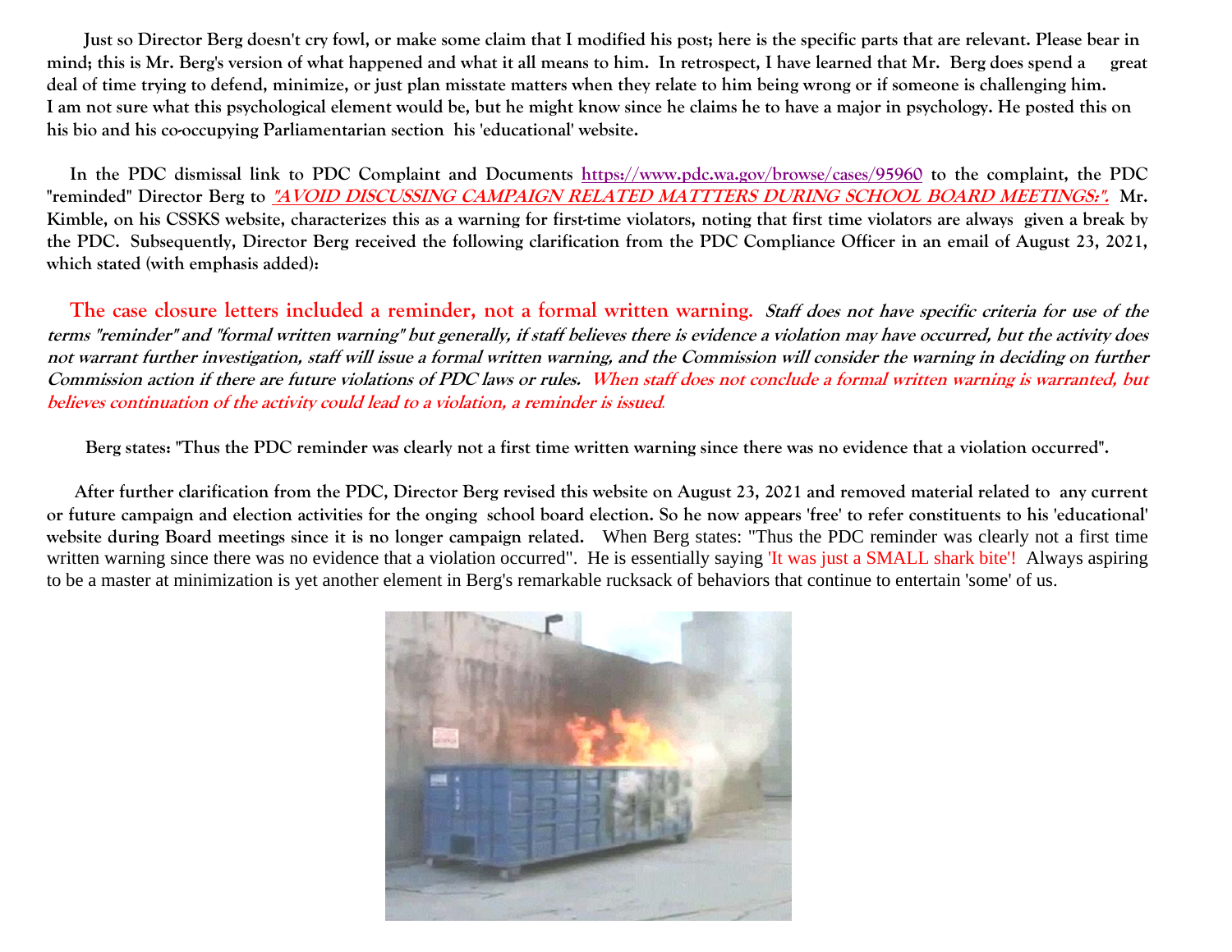**Just so Director Berg doesn't cry fowl, or make some claim that I modified his post; here is the specific parts that are relevant. Please bear in mind; this is Mr. Berg's version of what happened and what it all means to him. In retrospect, I have learned that Mr. Berg does spend a great deal of time trying to defend, minimize, or just plan misstate matters when they relate to him being wrong or if someone is challenging him. I am not sure what this psychological element would be, but he might know since he claims he to have a major in psychology. He posted this on his bio and his co-occupying Parliamentarian section his 'educational' website.**

**In the PDC dismissal link to PDC Complaint and Documents https://www.pdc.wa.gov/browse/cases/95960 to the complaint, the PDC "reminded" Director Berg to *"AVOID DISCUSSING CAMPAIGN RELATED MATTTERS DURING SCHOOL BOARD MEETINGS:".* Mr. Kimble, on his CSSKS website, characterizes this as a warning for first-time violators, noting that first time violators are always given a break by the PDC. Subsequently, Director Berg received the following clarification from the PDC Compliance Officer in an email of August 23, 2021, which stated (with emphasis added):**

**The case closure letters included a reminder, not a formal written warning.** ***Staff does not have specific criteria for use of the terms "reminder" and "formal written warning" but generally, if staff believes there is evidence a violation may have occurred, but the activity does not warrant further investigation, staff will issue a formal written warning, and the Commission will consider the warning in deciding on further Commission action if there are future violations of PDC laws or rules. When staff does not conclude a formal written warning is warranted, but believes continuation of the activity could lead to a violation, a reminder is issued*****.**

**Berg states: "Thus the PDC reminder was clearly not a first time written warning since there was no evidence that a violation occurred".**

**After further clarification from the PDC, Director Berg revised this website on August 23, 2021 and removed material related to any current or future campaign and election activities for the onging school board election. So he now appears 'free' to refer constituents to his 'educational' website during Board meetings since it is no longer campaign related.** When Berg states: "Thus the PDC reminder was clearly not a first time written warning since there was no evidence that a violation occurred". He is essentially saying 'It was just a SMALL shark bite'! Always aspiring to be a master at minimization is yet another element in Berg's remarkable rucksack of behaviors that continue to entertain 'some' of us.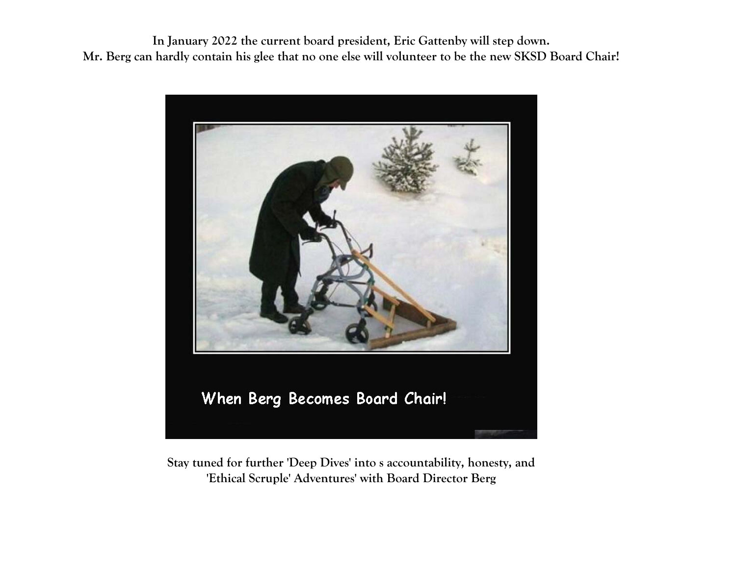**In January 2022 the current board president, Eric Gattenby will step down.**
**Mr. Berg can hardly contain his glee that no one else will volunteer to be the new SKSD Board Chair!**

When Berg Becomes Board Chair!

**Stay tuned for further 'Deep Dives' into s accountability, honesty, and 'Ethical Scruple' Adventures' with Board Director Berg**